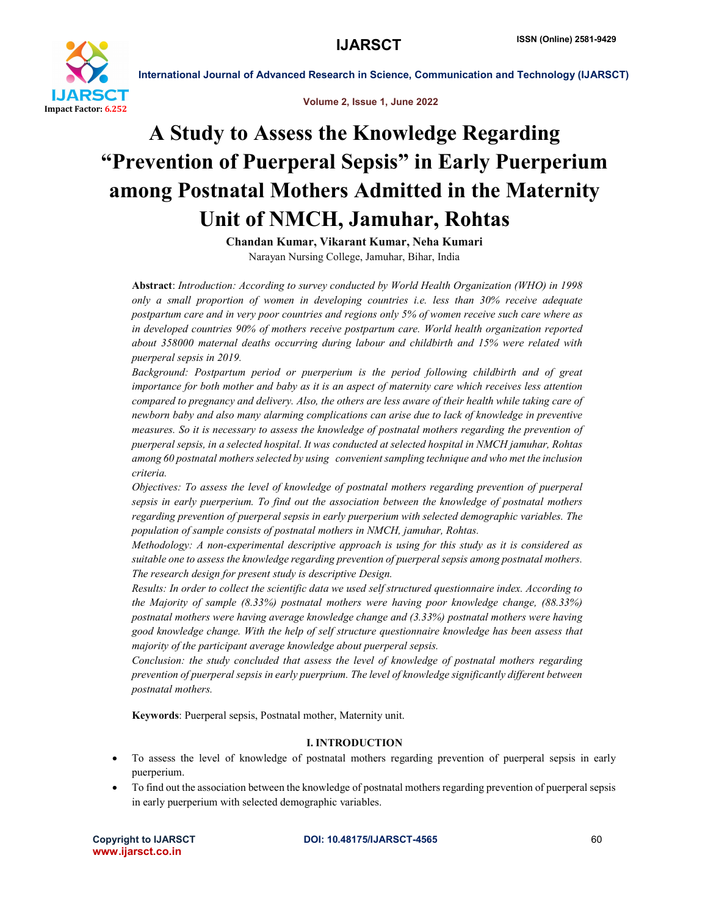# A Study to Assess the Knowledge Regarding "Prevention of Puerperal Sepsis" in Early Puerperium among Postnatal Mothers Admitted in the Maternity Unit of NMCH, Jamuhar, Rohtas

**Chandan Kumar, Vikarant Kumar, Neha Kumari**

Narayan Nursing College, Jamuhar, Bihar, India

**Abstract**: *Introduction: According to survey conducted by World Health Organization (WHO) in 1998 only a small proportion of women in developing countries i.e. less than 30% receive adequate postpartum care and in very poor countries and regions only 5% of women receive such care where as in developed countries 90% of mothers receive postpartum care. World health organization reported about 358000 maternal deaths occurring during labour and childbirth and 15% were related with puerperal sepsis in 2019.*

*Background: Postpartum period or puerperium is the period following childbirth and of great importance for both mother and baby as it is an aspect of maternity care which receives less attention compared to pregnancy and delivery. Also, the others are less aware of their health while taking care of newborn baby and also many alarming complications can arise due to lack of knowledge in preventive measures. So it is necessary to assess the knowledge of postnatal mothers regarding the prevention of puerperal sepsis, in a selected hospital. It was conducted at selected hospital in NMCH jamuhar, Rohtas among 60 postnatal mothers selected by using convenient sampling technique and who met the inclusion criteria.*

*Objectives: To assess the level of knowledge of postnatal mothers regarding prevention of puerperal sepsis in early puerperium. To find out the association between the knowledge of postnatal mothers regarding prevention of puerperal sepsis in early puerperium with selected demographic variables. The population of sample consists of postnatal mothers in NMCH, jamuhar, Rohtas.*

*Methodology: A non-experimental descriptive approach is using for this study as it is considered as suitable one to assess the knowledge regarding prevention of puerperal sepsis among postnatal mothers. The research design for present study is descriptive Design.*

*Results: In order to collect the scientific data we used self structured questionnaire index. According to the Majority of sample (8.33%) postnatal mothers were having poor knowledge change, (88.33%) postnatal mothers were having average knowledge change and (3.33%) postnatal mothers were having good knowledge change. With the help of self structure questionnaire knowledge has been assess that majority of the participant average knowledge about puerperal sepsis.*

*Conclusion: the study concluded that assess the level of knowledge of postnatal mothers regarding prevention of puerperal sepsis in early puerprium. The level of knowledge significantly different between postnatal mothers.*

**Keywords**: Puerperal sepsis, Postnatal mother, Maternity unit.

## I. INTRODUCTION

- To assess the level of knowledge of postnatal mothers regarding prevention of puerperal sepsis in early puerperium.
- To find out the association between the knowledge of postnatal mothers regarding prevention of puerperal sepsis in early puerperium with selected demographic variables.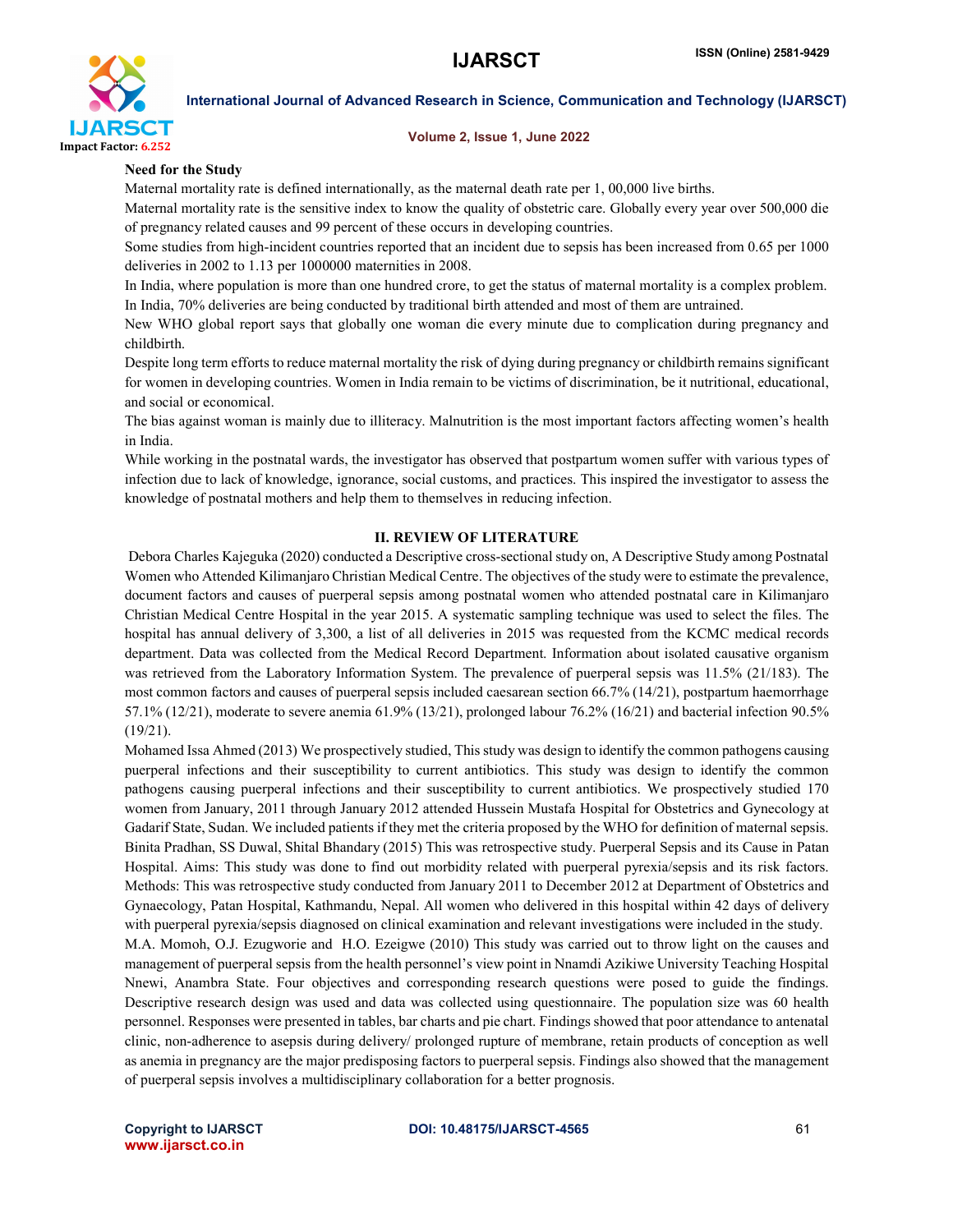**Need for the Study**

Maternal mortality rate is defined internationally, as the maternal death rate per 1, 00,000 live births.

Maternal mortality rate is the sensitive index to know the quality of obstetric care. Globally every year over 500,000 die of pregnancy related causes and 99 percent of these occurs in developing countries.

Some studies from high-incident countries reported that an incident due to sepsis has been increased from 0.65 per 1000 deliveries in 2002 to 1.13 per 1000000 maternities in 2008.

In India, where population is more than one hundred crore, to get the status of maternal mortality is a complex problem. In India, 70% deliveries are being conducted by traditional birth attended and most of them are untrained.

New WHO global report says that globally one woman die every minute due to complication during pregnancy and childbirth.

Despite long term efforts to reduce maternal mortality the risk of dying during pregnancy or childbirth remains significant for women in developing countries. Women in India remain to be victims of discrimination, be it nutritional, educational, and social or economical.

The bias against woman is mainly due to illiteracy. Malnutrition is the most important factors affecting women's health in India.

While working in the postnatal wards, the investigator has observed that postpartum women suffer with various types of infection due to lack of knowledge, ignorance, social customs, and practices. This inspired the investigator to assess the knowledge of postnatal mothers and help them to themselves in reducing infection.

## II. REVIEW OF LITERATURE

Debora Charles Kajeguka (2020) conducted a Descriptive cross-sectional study on, A Descriptive Study among Postnatal Women who Attended Kilimanjaro Christian Medical Centre. The objectives of the study were to estimate the prevalence, document factors and causes of puerperal sepsis among postnatal women who attended postnatal care in Kilimanjaro Christian Medical Centre Hospital in the year 2015. A systematic sampling technique was used to select the files. The hospital has annual delivery of 3,300, a list of all deliveries in 2015 was requested from the KCMC medical records department. Data was collected from the Medical Record Department. Information about isolated causative organism was retrieved from the Laboratory Information System. The prevalence of puerperal sepsis was 11.5% (21/183). The most common factors and causes of puerperal sepsis included caesarean section 66.7% (14/21), postpartum haemorrhage 57.1% (12/21), moderate to severe anemia 61.9% (13/21), prolonged labour 76.2% (16/21) and bacterial infection 90.5% (19/21).

Mohamed Issa Ahmed (2013) We prospectively studied, This study was design to identify the common pathogens causing puerperal infections and their susceptibility to current antibiotics. This study was design to identify the common pathogens causing puerperal infections and their susceptibility to current antibiotics. We prospectively studied 170 women from January, 2011 through January 2012 attended Hussein Mustafa Hospital for Obstetrics and Gynecology at Gadarif State, Sudan. We included patients if they met the criteria proposed by the WHO for definition of maternal sepsis.

Binita Pradhan, SS Duwal, Shital Bhandary (2015) This was retrospective study. Puerperal Sepsis and its Cause in Patan Hospital. Aims: This study was done to find out morbidity related with puerperal pyrexia/sepsis and its risk factors. Methods: This was retrospective study conducted from January 2011 to December 2012 at Department of Obstetrics and Gynaecology, Patan Hospital, Kathmandu, Nepal. All women who delivered in this hospital within 42 days of delivery with puerperal pyrexia/sepsis diagnosed on clinical examination and relevant investigations were included in the study.

M.A. Momoh, O.J. Ezugworie and H.O. Ezeigwe (2010) This study was carried out to throw light on the causes and management of puerperal sepsis from the health personnel's view point in Nnamdi Azikiwe University Teaching Hospital Nnewi, Anambra State. Four objectives and corresponding research questions were posed to guide the findings. Descriptive research design was used and data was collected using questionnaire. The population size was 60 health personnel. Responses were presented in tables, bar charts and pie chart. Findings showed that poor attendance to antenatal clinic, non-adherence to asepsis during delivery/ prolonged rupture of membrane, retain products of conception as well as anemia in pregnancy are the major predisposing factors to puerperal sepsis. Findings also showed that the management of puerperal sepsis involves a multidisciplinary collaboration for a better prognosis.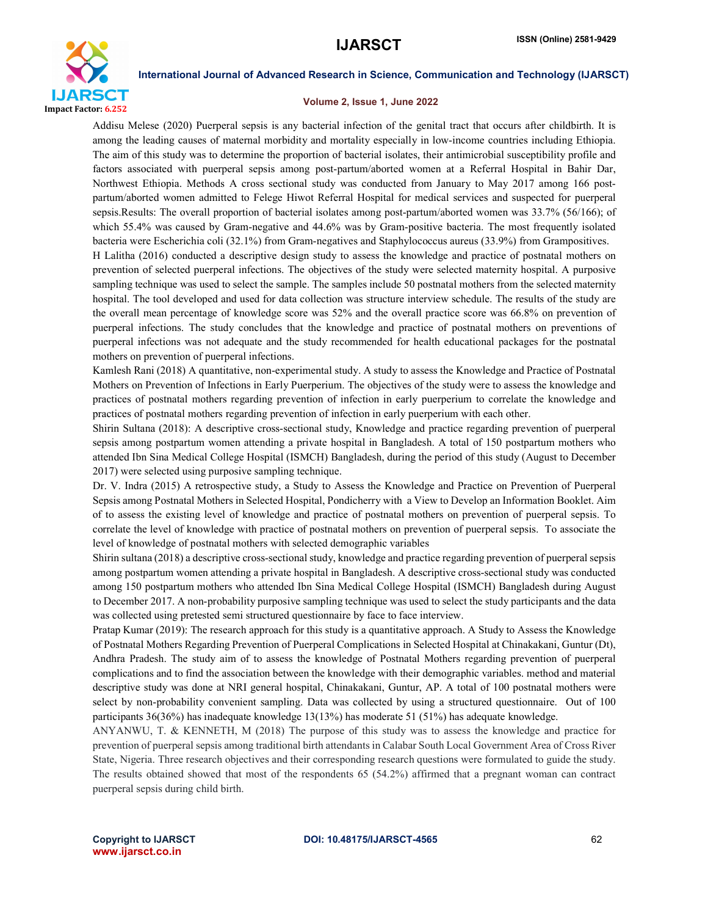Addisu Melese (2020) Puerperal sepsis is any bacterial infection of the genital tract that occurs after childbirth. It is among the leading causes of maternal morbidity and mortality especially in low-income countries including Ethiopia. The aim of this study was to determine the proportion of bacterial isolates, their antimicrobial susceptibility profile and factors associated with puerperal sepsis among post-partum/aborted women at a Referral Hospital in Bahir Dar, Northwest Ethiopia. Methods A cross sectional study was conducted from January to May 2017 among 166 post-partum/aborted women admitted to Felege Hiwot Referral Hospital for medical services and suspected for puerperal sepsis.Results: The overall proportion of bacterial isolates among post-partum/aborted women was 33.7% (56/166); of which 55.4% was caused by Gram-negative and 44.6% was by Gram-positive bacteria. The most frequently isolated bacteria were Escherichia coli (32.1%) from Gram-negatives and Staphylococcus aureus (33.9%) from Grampositives.

H Lalitha (2016) conducted a descriptive design study to assess the knowledge and practice of postnatal mothers on prevention of selected puerperal infections. The objectives of the study were selected maternity hospital. A purposive sampling technique was used to select the sample. The samples include 50 postnatal mothers from the selected maternity hospital. The tool developed and used for data collection was structure interview schedule. The results of the study are the overall mean percentage of knowledge score was 52% and the overall practice score was 66.8% on prevention of puerperal infections. The study concludes that the knowledge and practice of postnatal mothers on preventions of puerperal infections was not adequate and the study recommended for health educational packages for the postnatal mothers on prevention of puerperal infections.

Kamlesh Rani (2018) A quantitative, non-experimental study. A study to assess the Knowledge and Practice of Postnatal Mothers on Prevention of Infections in Early Puerperium. The objectives of the study were to assess the knowledge and practices of postnatal mothers regarding prevention of infection in early puerperium to correlate the knowledge and practices of postnatal mothers regarding prevention of infection in early puerperium with each other.

Shirin Sultana (2018): A descriptive cross-sectional study, Knowledge and practice regarding prevention of puerperal sepsis among postpartum women attending a private hospital in Bangladesh. A total of 150 postpartum mothers who attended Ibn Sina Medical College Hospital (ISMCH) Bangladesh, during the period of this study (August to December 2017) were selected using purposive sampling technique.

Dr. V. Indra (2015) A retrospective study, a Study to Assess the Knowledge and Practice on Prevention of Puerperal Sepsis among Postnatal Mothers in Selected Hospital, Pondicherry with a View to Develop an Information Booklet. Aim of to assess the existing level of knowledge and practice of postnatal mothers on prevention of puerperal sepsis. To correlate the level of knowledge with practice of postnatal mothers on prevention of puerperal sepsis. To associate the level of knowledge of postnatal mothers with selected demographic variables

Shirin sultana (2018) a descriptive cross-sectional study, knowledge and practice regarding prevention of puerperal sepsis among postpartum women attending a private hospital in Bangladesh. A descriptive cross-sectional study was conducted among 150 postpartum mothers who attended Ibn Sina Medical College Hospital (ISMCH) Bangladesh during August to December 2017. A non-probability purposive sampling technique was used to select the study participants and the data was collected using pretested semi structured questionnaire by face to face interview.

Pratap Kumar (2019): The research approach for this study is a quantitative approach. A Study to Assess the Knowledge of Postnatal Mothers Regarding Prevention of Puerperal Complications in Selected Hospital at Chinakakani, Guntur (Dt), Andhra Pradesh. The study aim of to assess the knowledge of Postnatal Mothers regarding prevention of puerperal complications and to find the association between the knowledge with their demographic variables. method and material descriptive study was done at NRI general hospital, Chinakakani, Guntur, AP. A total of 100 postnatal mothers were select by non-probability convenient sampling. Data was collected by using a structured questionnaire. Out of 100 participants 36(36%) has inadequate knowledge 13(13%) has moderate 51 (51%) has adequate knowledge.

ANYANWU, T. & KENNETH, M (2018) The purpose of this study was to assess the knowledge and practice for prevention of puerperal sepsis among traditional birth attendants in Calabar South Local Government Area of Cross River State, Nigeria. Three research objectives and their corresponding research questions were formulated to guide the study. The results obtained showed that most of the respondents 65 (54.2%) affirmed that a pregnant woman can contract puerperal sepsis during child birth.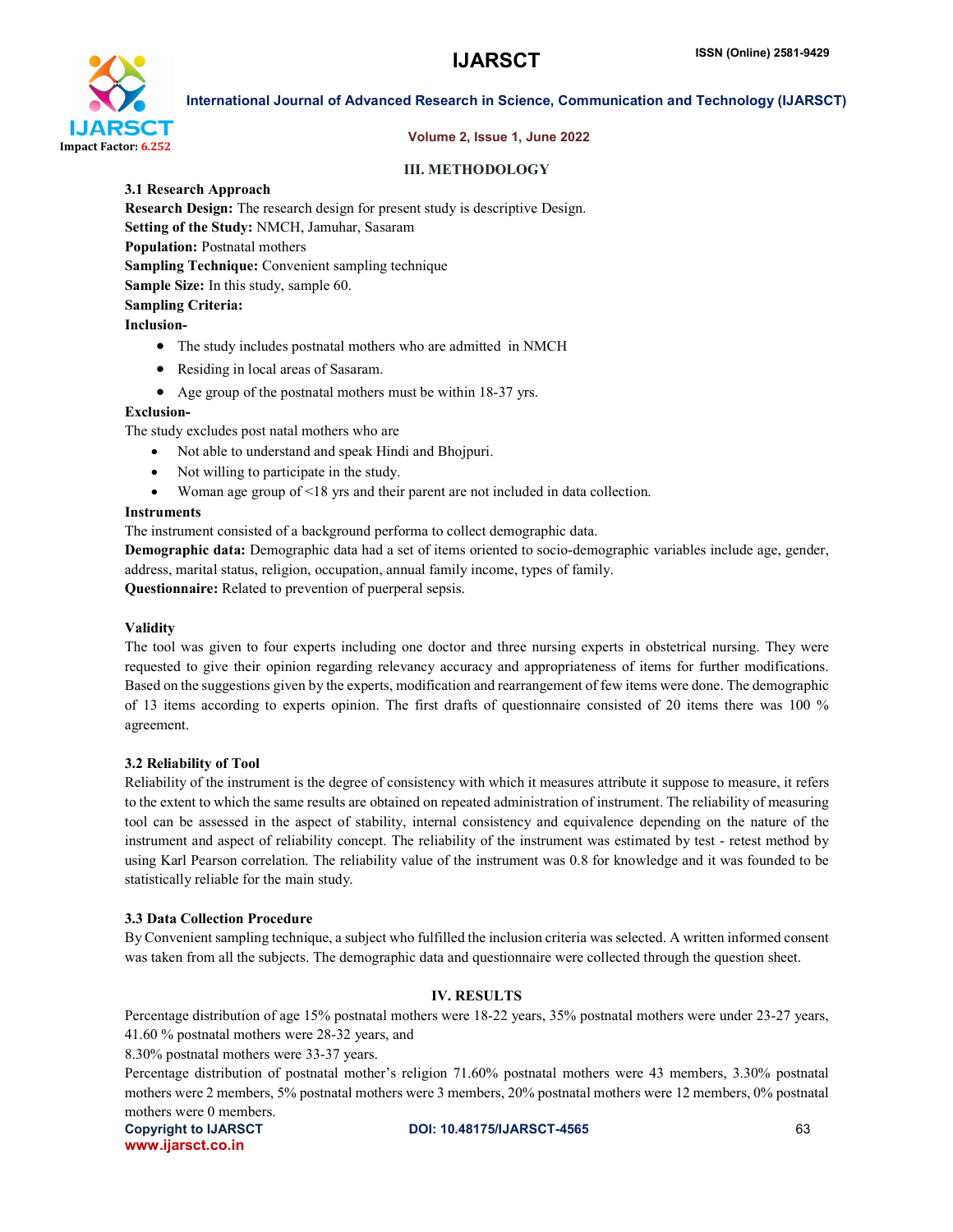## III. METHODOLOGY

### 3.1 Research Approach

**Research Design:** The research design for present study is descriptive Design.

**Setting of the Study:** NMCH, Jamuhar, Sasaram

**Population:** Postnatal mothers

**Sampling Technique:** Convenient sampling technique

**Sample Size:** In this study, sample 60.

**Sampling Criteria:**

**Inclusion-**

- The study includes postnatal mothers who are admitted in NMCH
- Residing in local areas of Sasaram.
- Age group of the postnatal mothers must be within 18-37 yrs.

**Exclusion-**

The study excludes post natal mothers who are

- Not able to understand and speak Hindi and Bhojpuri.
- Not willing to participate in the study.
- Woman age group of <18 yrs and their parent are not included in data collection.

**Instruments**

The instrument consisted of a background performa to collect demographic data.

**Demographic data:** Demographic data had a set of items oriented to socio-demographic variables include age, gender, address, marital status, religion, occupation, annual family income, types of family.

**Questionnaire:** Related to prevention of puerperal sepsis.

**Validity**

The tool was given to four experts including one doctor and three nursing experts in obstetrical nursing. They were requested to give their opinion regarding relevancy accuracy and appropriateness of items for further modifications. Based on the suggestions given by the experts, modification and rearrangement of few items were done. The demographic of 13 items according to experts opinion. The first drafts of questionnaire consisted of 20 items there was 100 % agreement.

### 3.2 Reliability of Tool

Reliability of the instrument is the degree of consistency with which it measures attribute it suppose to measure, it refers to the extent to which the same results are obtained on repeated administration of instrument. The reliability of measuring tool can be assessed in the aspect of stability, internal consistency and equivalence depending on the nature of the instrument and aspect of reliability concept. The reliability of the instrument was estimated by test - retest method by using Karl Pearson correlation. The reliability value of the instrument was 0.8 for knowledge and it was founded to be statistically reliable for the main study.

### 3.3 Data Collection Procedure

By Convenient sampling technique, a subject who fulfilled the inclusion criteria was selected. A written informed consent was taken from all the subjects. The demographic data and questionnaire were collected through the question sheet.

## IV. RESULTS

Percentage distribution of age 15% postnatal mothers were 18-22 years, 35% postnatal mothers were under 23-27 years, 41.60 % postnatal mothers were 28-32 years, and

8.30% postnatal mothers were 33-37 years.

Percentage distribution of postnatal mother's religion 71.60% postnatal mothers were 43 members, 3.30% postnatal mothers were 2 members, 5% postnatal mothers were 3 members, 20% postnatal mothers were 12 members, 0% postnatal mothers were 0 members.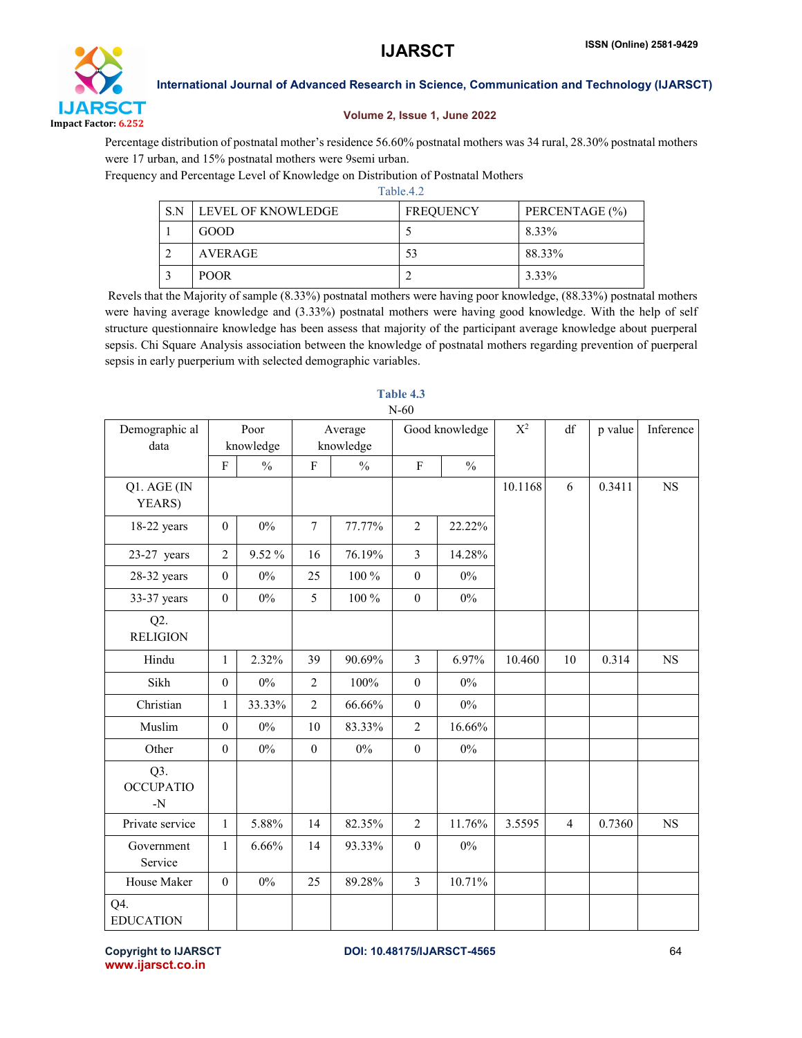Percentage distribution of postnatal mother's residence 56.60% postnatal mothers was 34 rural, 28.30% postnatal mothers were 17 urban, and 15% postnatal mothers were 9semi urban.

Frequency and Percentage Level of Knowledge on Distribution of Postnatal Mothers

Table.4.2

| S.N | LEVEL OF KNOWLEDGE | FREQUENCY | PERCENTAGE (%) |
|---|---|---|---|
| 1 | GOOD | 5 | 8.33% |
| 2 | AVERAGE | 53 | 88.33% |
| 3 | POOR | 2 | 3.33% |

Revels that the Majority of sample (8.33%) postnatal mothers were having poor knowledge, (88.33%) postnatal mothers were having average knowledge and (3.33%) postnatal mothers were having good knowledge. With the help of self structure questionnaire knowledge has been assess that majority of the participant average knowledge about puerperal sepsis. Chi Square Analysis association between the knowledge of postnatal mothers regarding prevention of puerperal sepsis in early puerperium with selected demographic variables.

Table 4.3

N-60

| Demographic al data | Poor knowledge | | Average knowledge | | Good knowledge | | $X^2$ | df | p value | Inference |
|---|---|---|---|---|---|---|---|---|---|---|
| | F | % | F | % | F | % | | | | |
| Q1. AGE (IN YEARS) | | | | | | | 10.1168 | 6 | 0.3411 | NS |
| 18-22 years | 0 | 0% | 7 | 77.77% | 2 | 22.22% | | | | |
| 23-27 years | 2 | 9.52 % | 16 | 76.19% | 3 | 14.28% | | | | |
| 28-32 years | 0 | 0% | 25 | 100 % | 0 | 0% | | | | |
| 33-37 years | 0 | 0% | 5 | 100 % | 0 | 0% | | | | |
| Q2. RELIGION | | | | | | | | | | |
| Hindu | 1 | 2.32% | 39 | 90.69% | 3 | 6.97% | 10.460 | 10 | 0.314 | NS |
| Sikh | 0 | 0% | 2 | 100% | 0 | 0% | | | | |
| Christian | 1 | 33.33% | 2 | 66.66% | 0 | 0% | | | | |
| Muslim | 0 | 0% | 10 | 83.33% | 2 | 16.66% | | | | |
| Other | 0 | 0% | 0 | 0% | 0 | 0% | | | | |
| Q3. OCCUPATIO-N | | | | | | | | | | |
| Private service | 1 | 5.88% | 14 | 82.35% | 2 | 11.76% | 3.5595 | 4 | 0.7360 | NS |
| Government Service | 1 | 6.66% | 14 | 93.33% | 0 | 0% | | | | |
| House Maker | 0 | 0% | 25 | 89.28% | 3 | 10.71% | | | | |
| Q4. EDUCATION | | | | | | | | | | |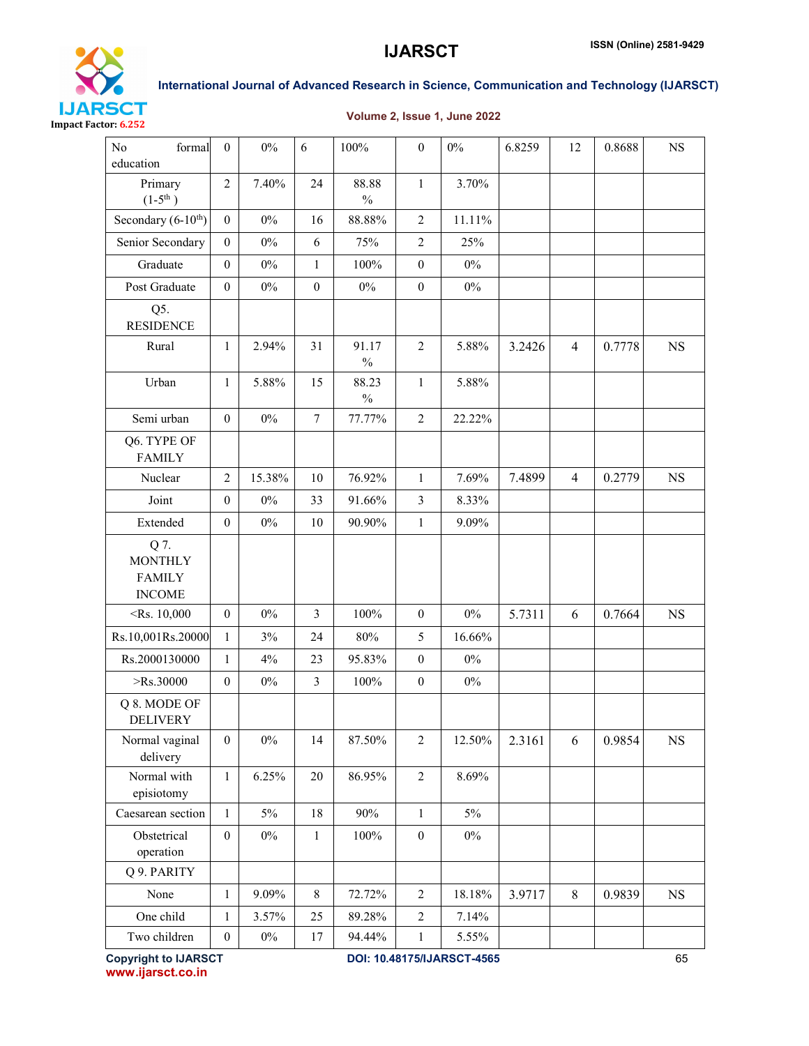| No formal education | 0 | 0% | 6 | 100% | 0 | 0% | 6.8259 | 12 | 0.8688 | NS |
|---|---|---|---|---|---|---|---|---|---|---|
| Primary (1-5th ) | 2 | 7.40% | 24 | 88.88 % | 1 | 3.70% | | | | |
| Secondary (6-10th) | 0 | 0% | 16 | 88.88% | 2 | 11.11% | | | | |
| Senior Secondary | 0 | 0% | 6 | 75% | 2 | 25% | | | | |
| Graduate | 0 | 0% | 1 | 100% | 0 | 0% | | | | |
| Post Graduate | 0 | 0% | 0 | 0% | 0 | 0% | | | | |
| Q5. RESIDENCE | | | | | | | | | | |
| Rural | 1 | 2.94% | 31 | 91.17 % | 2 | 5.88% | 3.2426 | 4 | 0.7778 | NS |
| Urban | 1 | 5.88% | 15 | 88.23 % | 1 | 5.88% | | | | |
| Semi urban | 0 | 0% | 7 | 77.77% | 2 | 22.22% | | | | |
| Q6. TYPE OF FAMILY | | | | | | | | | | |
| Nuclear | 2 | 15.38% | 10 | 76.92% | 1 | 7.69% | 7.4899 | 4 | 0.2779 | NS |
| Joint | 0 | 0% | 33 | 91.66% | 3 | 8.33% | | | | |
| Extended | 0 | 0% | 10 | 90.90% | 1 | 9.09% | | | | |
| Q 7. MONTHLY FAMILY INCOME | | | | | | | | | | |
| <Rs. 10,000 | 0 | 0% | 3 | 100% | 0 | 0% | 5.7311 | 6 | 0.7664 | NS |
| Rs.10,001Rs.20000 | 1 | 3% | 24 | 80% | 5 | 16.66% | | | | |
| Rs.2000130000 | 1 | 4% | 23 | 95.83% | 0 | 0% | | | | |
| >Rs.30000 | 0 | 0% | 3 | 100% | 0 | 0% | | | | |
| Q 8. MODE OF DELIVERY | | | | | | | | | | |
| Normal vaginal delivery | 0 | 0% | 14 | 87.50% | 2 | 12.50% | 2.3161 | 6 | 0.9854 | NS |
| Normal with episiotomy | 1 | 6.25% | 20 | 86.95% | 2 | 8.69% | | | | |
| Caesarean section | 1 | 5% | 18 | 90% | 1 | 5% | | | | |
| Obstetrical operation | 0 | 0% | 1 | 100% | 0 | 0% | | | | |
| Q 9. PARITY | | | | | | | | | | |
| None | 1 | 9.09% | 8 | 72.72% | 2 | 18.18% | 3.9717 | 8 | 0.9839 | NS |
| One child | 1 | 3.57% | 25 | 89.28% | 2 | 7.14% | | | | |
| Two children | 0 | 0% | 17 | 94.44% | 1 | 5.55% | | | | |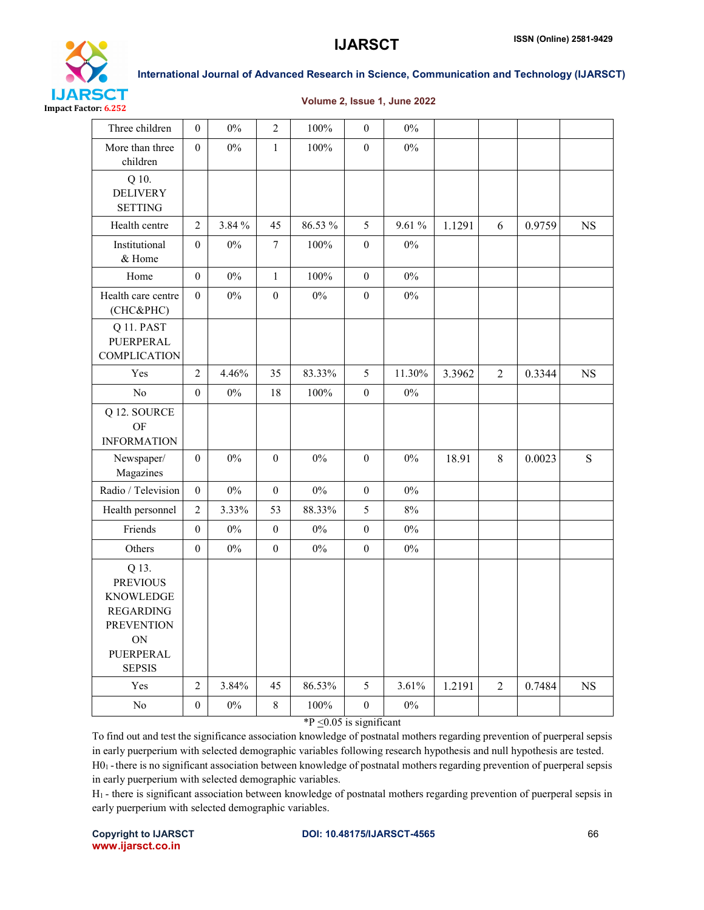| Three children | 0 | 0% | 2 | 100% | 0 | 0% | | | | |
|---|---|---|---|---|---|---|---|---|---|---|
| More than three children | 0 | 0% | 1 | 100% | 0 | 0% | | | | |
| Q 10. DELIVERY SETTING | | | | | | | | | | |
| Health centre | 2 | 3.84 % | 45 | 86.53 % | 5 | 9.61 % | 1.1291 | 6 | 0.9759 | NS |
| Institutional & Home | 0 | 0% | 7 | 100% | 0 | 0% | | | | |
| Home | 0 | 0% | 1 | 100% | 0 | 0% | | | | |
| Health care centre (CHC&PHC) | 0 | 0% | 0 | 0% | 0 | 0% | | | | |
| Q 11. PAST PUERPERAL COMPLICATION | | | | | | | | | | |
| Yes | 2 | 4.46% | 35 | 83.33% | 5 | 11.30% | 3.3962 | 2 | 0.3344 | NS |
| No | 0 | 0% | 18 | 100% | 0 | 0% | | | | |
| Q 12. SOURCE OF INFORMATION | | | | | | | | | | |
| Newspaper/ Magazines | 0 | 0% | 0 | 0% | 0 | 0% | 18.91 | 8 | 0.0023 | S |
| Radio / Television | 0 | 0% | 0 | 0% | 0 | 0% | | | | |
| Health personnel | 2 | 3.33% | 53 | 88.33% | 5 | 8% | | | | |
| Friends | 0 | 0% | 0 | 0% | 0 | 0% | | | | |
| Others | 0 | 0% | 0 | 0% | 0 | 0% | | | | |
| Q 13. PREVIOUS KNOWLEDGE REGARDING PREVENTION ON PUERPERAL SEPSIS | | | | | | | | | | |
| Yes | 2 | 3.84% | 45 | 86.53% | 5 | 3.61% | 1.2191 | 2 | 0.7484 | NS |
| No | 0 | 0% | 8 | 100% | 0 | 0% | | | | |

*P ≤0.05 is significant

To find out and test the significance association knowledge of postnatal mothers regarding prevention of puerperal sepsis in early puerperium with selected demographic variables following research hypothesis and null hypothesis are tested.

$H0_1$ - there is no significant association between knowledge of postnatal mothers regarding prevention of puerperal sepsis in early puerperium with selected demographic variables.

$H_1$ - there is significant association between knowledge of postnatal mothers regarding prevention of puerperal sepsis in early puerperium with selected demographic variables.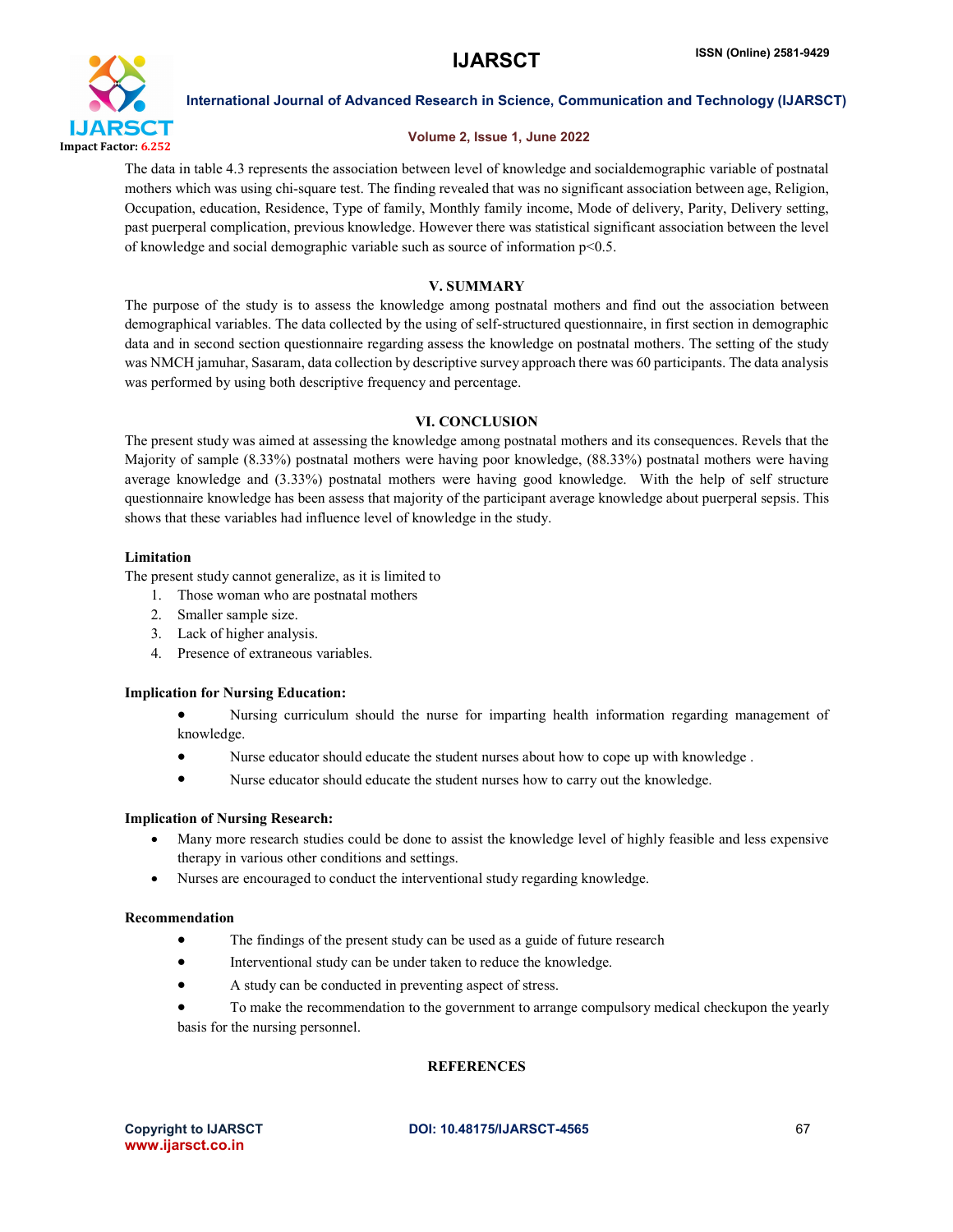The data in table 4.3 represents the association between level of knowledge and socialdemographic variable of postnatal mothers which was using chi-square test. The finding revealed that was no significant association between age, Religion, Occupation, education, Residence, Type of family, Monthly family income, Mode of delivery, Parity, Delivery setting, past puerperal complication, previous knowledge. However there was statistical significant association between the level of knowledge and social demographic variable such as source of information $p<0.5$.

## V. SUMMARY

The purpose of the study is to assess the knowledge among postnatal mothers and find out the association between demographical variables. The data collected by the using of self-structured questionnaire, in first section in demographic data and in second section questionnaire regarding assess the knowledge on postnatal mothers. The setting of the study was NMCH jamuhar, Sasaram, data collection by descriptive survey approach there was 60 participants. The data analysis was performed by using both descriptive frequency and percentage.

## VI. CONCLUSION

The present study was aimed at assessing the knowledge among postnatal mothers and its consequences. Revels that the Majority of sample (8.33%) postnatal mothers were having poor knowledge, (88.33%) postnatal mothers were having average knowledge and (3.33%) postnatal mothers were having good knowledge. With the help of self structure questionnaire knowledge has been assess that majority of the participant average knowledge about puerperal sepsis. This shows that these variables had influence level of knowledge in the study.

### Limitation

The present study cannot generalize, as it is limited to

1. Those woman who are postnatal mothers
2. Smaller sample size.
3. Lack of higher analysis.
4. Presence of extraneous variables.

### Implication for Nursing Education:

- Nursing curriculum should the nurse for imparting health information regarding management of knowledge.
- Nurse educator should educate the student nurses about how to cope up with knowledge .
- Nurse educator should educate the student nurses how to carry out the knowledge.

### Implication of Nursing Research:

- Many more research studies could be done to assist the knowledge level of highly feasible and less expensive therapy in various other conditions and settings.
- Nurses are encouraged to conduct the interventional study regarding knowledge.

### Recommendation

- The findings of the present study can be used as a guide of future research
- Interventional study can be under taken to reduce the knowledge.
- A study can be conducted in preventing aspect of stress.
- To make the recommendation to the government to arrange compulsory medical checkupon the yearly basis for the nursing personnel.

## REFERENCES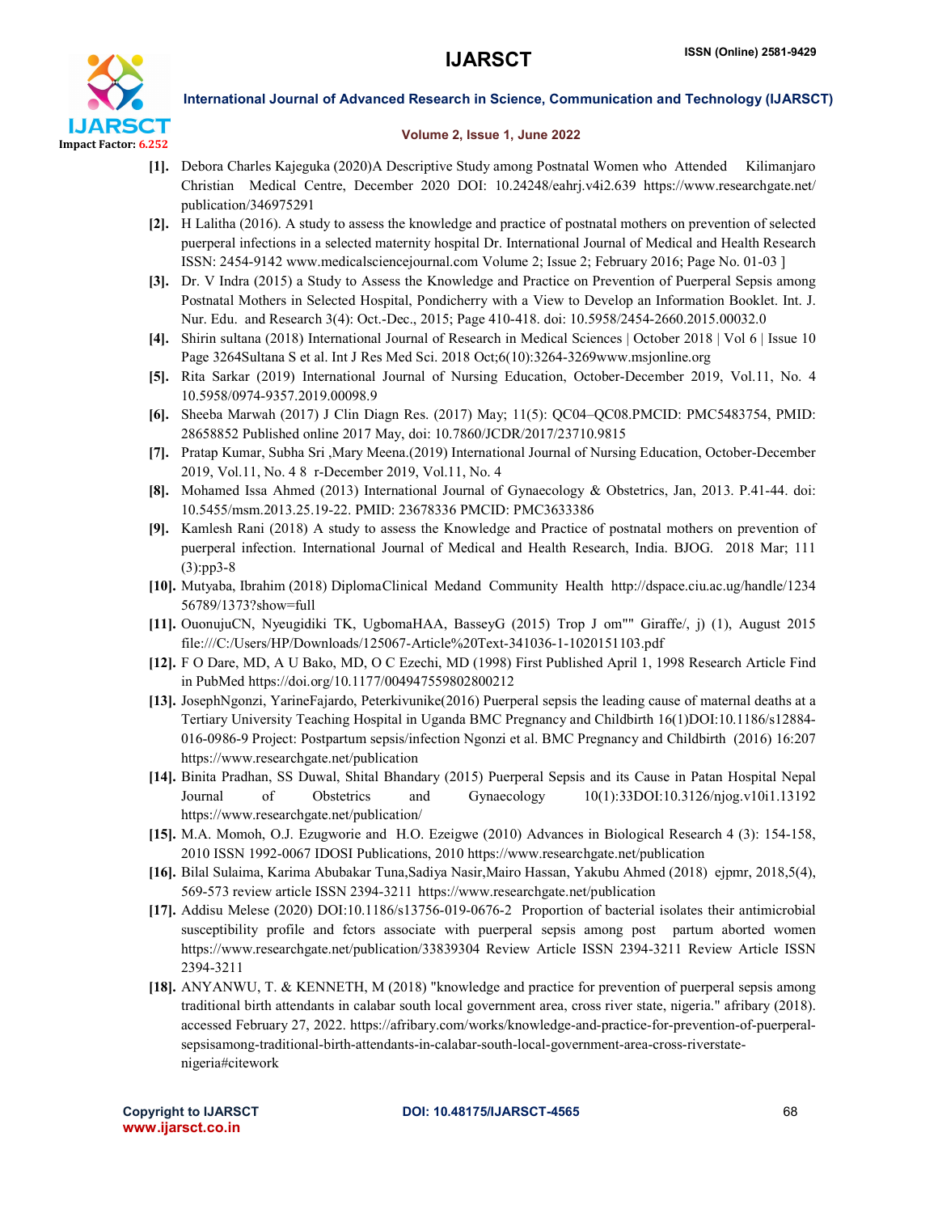[1]. Debora Charles Kajeguka (2020)A Descriptive Study among Postnatal Women who Attended Kilimanjaro Christian Medical Centre, December 2020 DOI: 10.24248/eahrj.v4i2.639 https://www.researchgate.net/publication/346975291

[2]. H Lalitha (2016). A study to assess the knowledge and practice of postnatal mothers on prevention of selected puerperal infections in a selected maternity hospital Dr. International Journal of Medical and Health Research ISSN: 2454-9142 www.medicalsciencejournal.com Volume 2; Issue 2; February 2016; Page No. 01-03 ]

[3]. Dr. V Indra (2015) a Study to Assess the Knowledge and Practice on Prevention of Puerperal Sepsis among Postnatal Mothers in Selected Hospital, Pondicherry with a View to Develop an Information Booklet. Int. J. Nur. Edu. and Research 3(4): Oct.-Dec., 2015; Page 410-418. doi: 10.5958/2454-2660.2015.00032.0

[4]. Shirin sultana (2018) International Journal of Research in Medical Sciences | October 2018 | Vol 6 | Issue 10 Page 3264Sultana S et al. Int J Res Med Sci. 2018 Oct;6(10):3264-3269www.msjonline.org

[5]. Rita Sarkar (2019) International Journal of Nursing Education, October-December 2019, Vol.11, No. 4 10.5958/0974-9357.2019.00098.9

[6]. Sheeba Marwah (2017) J Clin Diagn Res. (2017) May; 11(5): QC04–QC08.PMCID: PMC5483754, PMID: 28658852 Published online 2017 May, doi: 10.7860/JCDR/2017/23710.9815

[7]. Pratap Kumar, Subha Sri ,Mary Meena.(2019) International Journal of Nursing Education, October-December 2019, Vol.11, No. 4 8 r-December 2019, Vol.11, No. 4

[8]. Mohamed Issa Ahmed (2013) International Journal of Gynaecology & Obstetrics, Jan, 2013. P.41-44. doi: 10.5455/msm.2013.25.19-22. PMID: 23678336 PMCID: PMC3633386

[9]. Kamlesh Rani (2018) A study to assess the Knowledge and Practice of postnatal mothers on prevention of puerperal infection. International Journal of Medical and Health Research, India. BJOG. 2018 Mar; 111 (3):pp3-8

[10]. Mutyaba, Ibrahim (2018) DiplomaClinical Medand Community Health http://dspace.ciu.ac.ug/handle/123456789/1373?show=full

[11]. OuonujuCN, Nyeugidiki TK, UgbomaHAA, BasseyG (2015) Trop J om"" Giraffe/, j) (1), August 2015 file:///C:/Users/HP/Downloads/125067-Article%20Text-341036-1-1020151103.pdf

[12]. F O Dare, MD, A U Bako, MD, O C Ezechi, MD (1998) First Published April 1, 1998 Research Article Find in PubMed https://doi.org/10.1177/004947559802800212

[13]. JosephNgonzi, YarineFajardo, Peterkivunike(2016) Puerperal sepsis the leading cause of maternal deaths at a Tertiary University Teaching Hospital in Uganda BMC Pregnancy and Childbirth 16(1)DOI:10.1186/s12884-016-0986-9 Project: Postpartum sepsis/infection Ngonzi et al. BMC Pregnancy and Childbirth (2016) 16:207 https://www.researchgate.net/publication

[14]. Binita Pradhan, SS Duwal, Shital Bhandary (2015) Puerperal Sepsis and its Cause in Patan Hospital Nepal Journal of Obstetrics and Gynaecology 10(1):33DOI:10.3126/njog.v10i1.13192 https://www.researchgate.net/publication/

[15]. M.A. Momoh, O.J. Ezugworie and H.O. Ezeigwe (2010) Advances in Biological Research 4 (3): 154-158, 2010 ISSN 1992-0067 IDOSI Publications, 2010 https://www.researchgate.net/publication

[16]. Bilal Sulaima, Karima Abubakar Tuna,Sadiya Nasir,Mairo Hassan, Yakubu Ahmed (2018) ejpmr, 2018,5(4), 569-573 review article ISSN 2394-3211 https://www.researchgate.net/publication

[17]. Addisu Melese (2020) DOI:10.1186/s13756-019-0676-2 Proportion of bacterial isolates their antimicrobial susceptibility profile and fctors associate with puerperal sepsis among post partum aborted women https://www.researchgate.net/publication/33839304 Review Article ISSN 2394-3211 Review Article ISSN 2394-3211

[18]. ANYANWU, T. & KENNETH, M (2018) "knowledge and practice for prevention of puerperal sepsis among traditional birth attendants in calabar south local government area, cross river state, nigeria." afribary (2018). accessed February 27, 2022. https://afribary.com/works/knowledge-and-practice-for-prevention-of-puerperal-sepsisamong-traditional-birth-attendants-in-calabar-south-local-government-area-cross-riverstate-nigeria#citework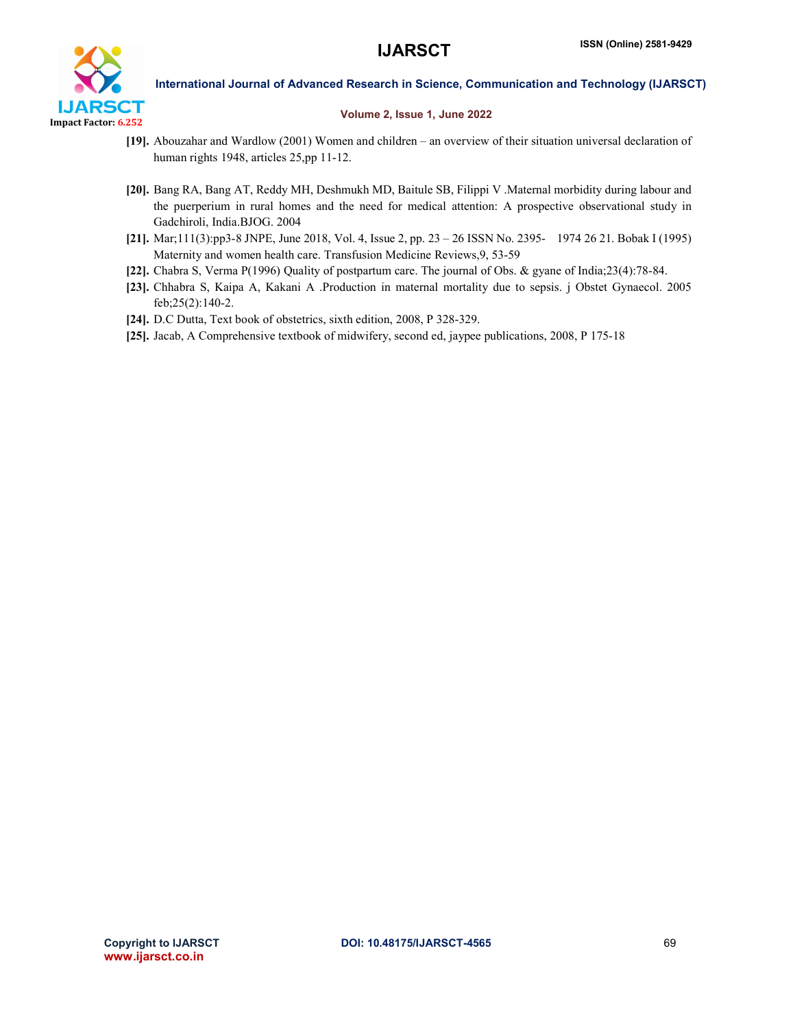[19]. Abouzahar and Wardlow (2001) Women and children – an overview of their situation universal declaration of human rights 1948, articles 25,pp 11-12.

[20]. Bang RA, Bang AT, Reddy MH, Deshmukh MD, Baitule SB, Filippi V .Maternal morbidity during labour and the puerperium in rural homes and the need for medical attention: A prospective observational study in Gadchiroli, India.BJOG. 2004

[21]. Mar;111(3):pp3-8 JNPE, June 2018, Vol. 4, Issue 2, pp. 23 – 26 ISSN No. 2395- 1974 26 21. Bobak I (1995) Maternity and women health care. Transfusion Medicine Reviews,9, 53-59

[22]. Chabra S, Verma P(1996) Quality of postpartum care. The journal of Obs. & gyane of India;23(4):78-84.

[23]. Chhabra S, Kaipa A, Kakani A .Production in maternal mortality due to sepsis. j Obstet Gynaecol. 2005 feb;25(2):140-2.

[24]. D.C Dutta, Text book of obstetrics, sixth edition, 2008, P 328-329.

[25]. Jacab, A Comprehensive textbook of midwifery, second ed, jaypee publications, 2008, P 175-18